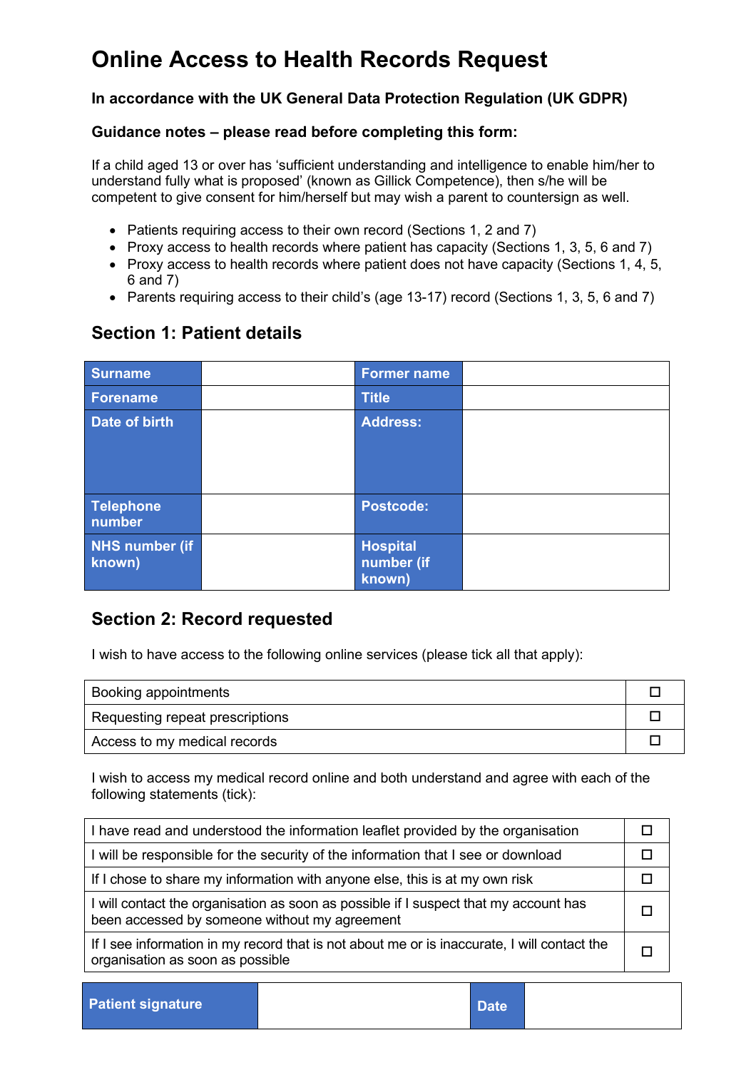# Online Access to Health Records Request

**In accordance with the UK General Data Protection Regulation (UK GDPR)**

**Guidance notes – please read before completing this form:**

If a child aged 13 or over has 'sufficient understanding and intelligence to enable him/her to understand fully what is proposed' (known as Gillick Competence), then s/he will be competent to give consent for him/herself but may wish a parent to countersign as well.

- Patients requiring access to their own record (Sections 1, 2 and 7)
- Proxy access to health records where patient has capacity (Sections 1, 3, 5, 6 and 7)
- Proxy access to health records where patient does not have capacity (Sections 1, 4, 5, 6 and 7)
- Parents requiring access to their child's (age 13-17) record (Sections 1, 3, 5, 6 and 7)

## Section 1: Patient details

| Surname | | Former name | |
|---|---|---|---|
| Forename | | Title | |
| Date of birth | | Address: | |
| Telephone number | | Postcode: | |
| NHS number (if known) | | Hospital number (if known) | |

## Section 2: Record requested

I wish to have access to the following online services (please tick all that apply):

| | |
|---|---|
| Booking appointments | ☐ |
| Requesting repeat prescriptions | ☐ |
| Access to my medical records | ☐ |

I wish to access my medical record online and both understand and agree with each of the following statements (tick):

| | |
|---|---|
| I have read and understood the information leaflet provided by the organisation | ☐ |
| I will be responsible for the security of the information that I see or download | ☐ |
| If I chose to share my information with anyone else, this is at my own risk | ☐ |
| I will contact the organisation as soon as possible if I suspect that my account has been accessed by someone without my agreement | ☐ |
| If I see information in my record that is not about me or is inaccurate, I will contact the organisation as soon as possible | ☐ |

| Patient signature | | Date | |
|---|---|---|---|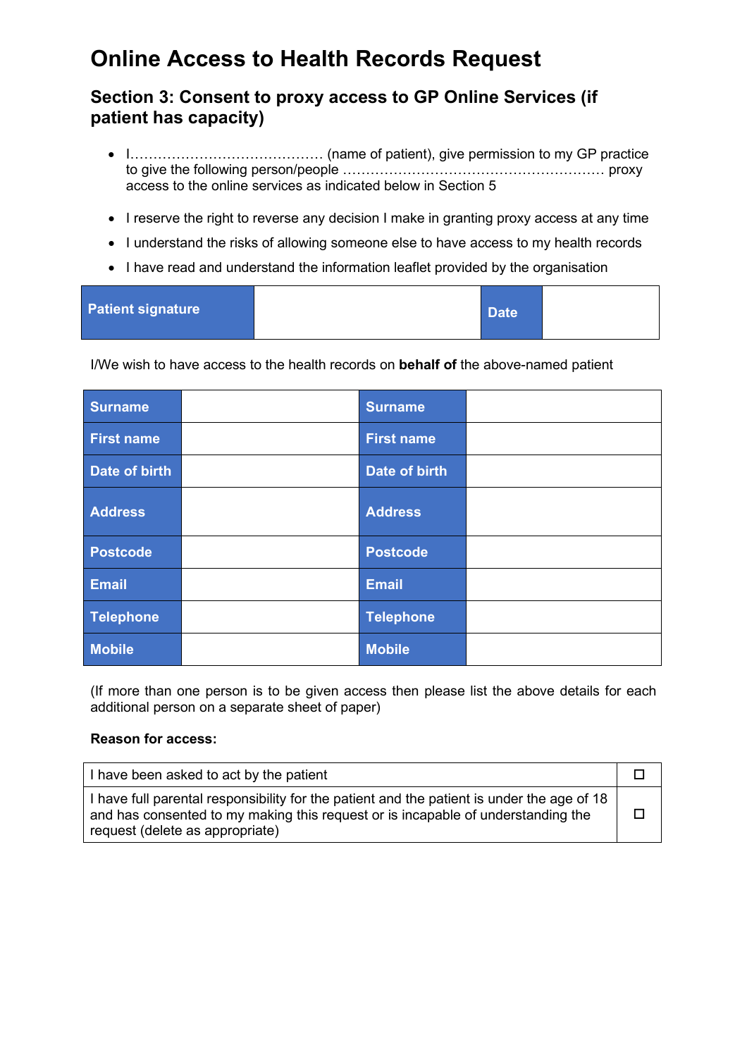# Online Access to Health Records Request

## Section 3: Consent to proxy access to GP Online Services (if patient has capacity)

- I…………………………………… (name of patient), give permission to my GP practice to give the following person/people ………………………………………………… proxy access to the online services as indicated below in Section 5
- I reserve the right to reverse any decision I make in granting proxy access at any time
- I understand the risks of allowing someone else to have access to my health records
- I have read and understand the information leaflet provided by the organisation

| Patient signature | | Date | |
|---|---|---|---|

I/We wish to have access to the health records on **behalf of** the above-named patient

| Surname | | Surname | |
|---|---|---|---|
| First name | | First name | |
| Date of birth | | Date of birth | |
| Address | | Address | |
| Postcode | | Postcode | |
| Email | | Email | |
| Telephone | | Telephone | |
| Mobile | | Mobile | |

(If more than one person is to be given access then please list the above details for each additional person on a separate sheet of paper)

**Reason for access:**

| | |
|---|---|
| I have been asked to act by the patient | ☐ |
| I have full parental responsibility for the patient and the patient is under the age of 18 and has consented to my making this request or is incapable of understanding the request (delete as appropriate) | ☐ |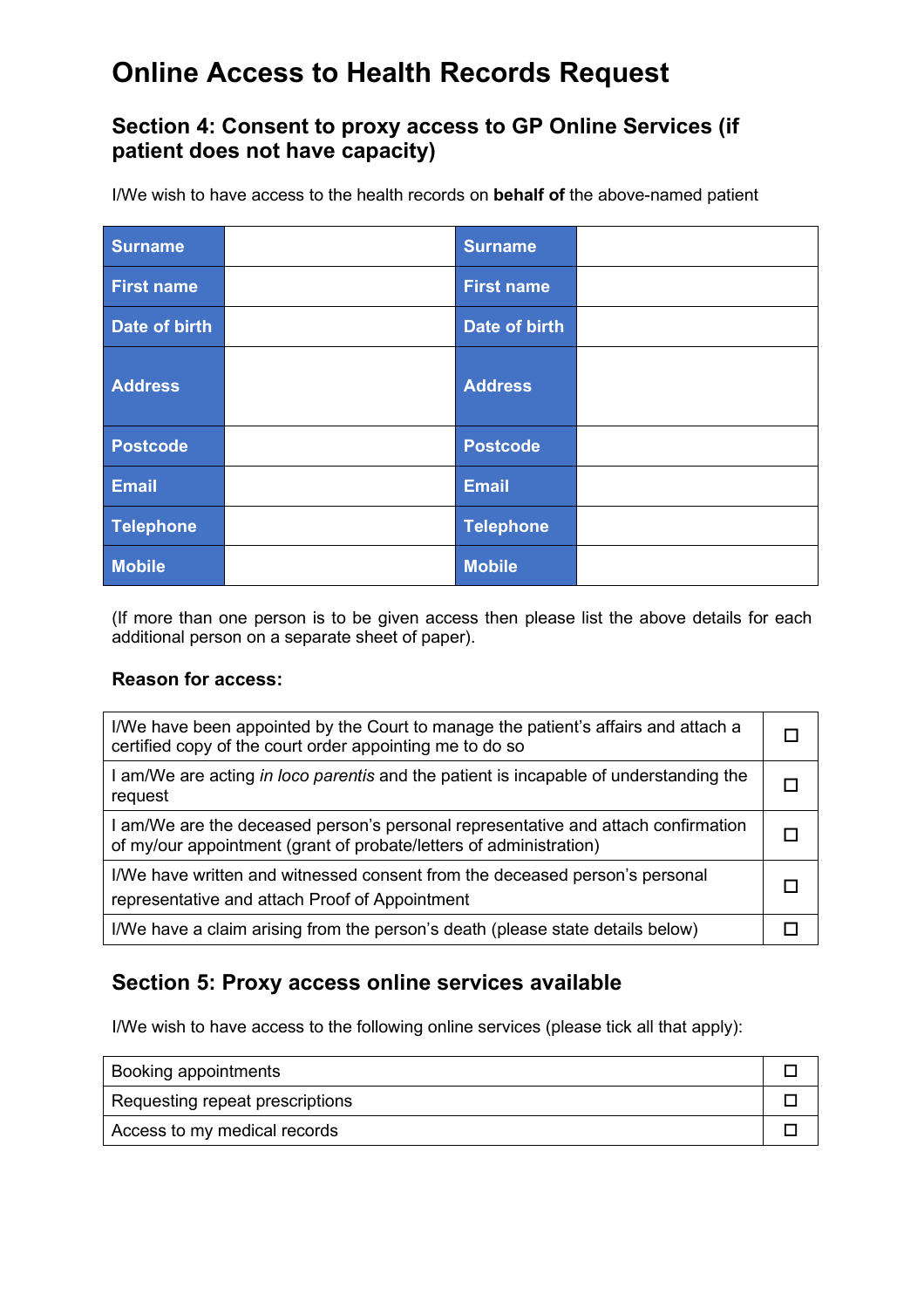# Online Access to Health Records Request

## Section 4: Consent to proxy access to GP Online Services (if patient does not have capacity)

I/We wish to have access to the health records on **behalf of** the above-named patient

| Surname | | Surname | |
|---|---|---|---|
| First name | | First name | |
| Date of birth | | Date of birth | |
| Address | | Address | |
| Postcode | | Postcode | |
| Email | | Email | |
| Telephone | | Telephone | |
| Mobile | | Mobile | |

(If more than one person is to be given access then please list the above details for each additional person on a separate sheet of paper).

**Reason for access:**

| | |
|---|---|
| I/We have been appointed by the Court to manage the patient's affairs and attach a certified copy of the court order appointing me to do so | ☐ |
| I am/We are acting *in loco parentis* and the patient is incapable of understanding the request | ☐ |
| I am/We are the deceased person's personal representative and attach confirmation of my/our appointment (grant of probate/letters of administration) | ☐ |
| I/We have written and witnessed consent from the deceased person's personal representative and attach Proof of Appointment | ☐ |
| I/We have a claim arising from the person's death (please state details below) | ☐ |

## Section 5: Proxy access online services available

I/We wish to have access to the following online services (please tick all that apply):

| | |
|---|---|
| Booking appointments | ☐ |
| Requesting repeat prescriptions | ☐ |
| Access to my medical records | ☐ |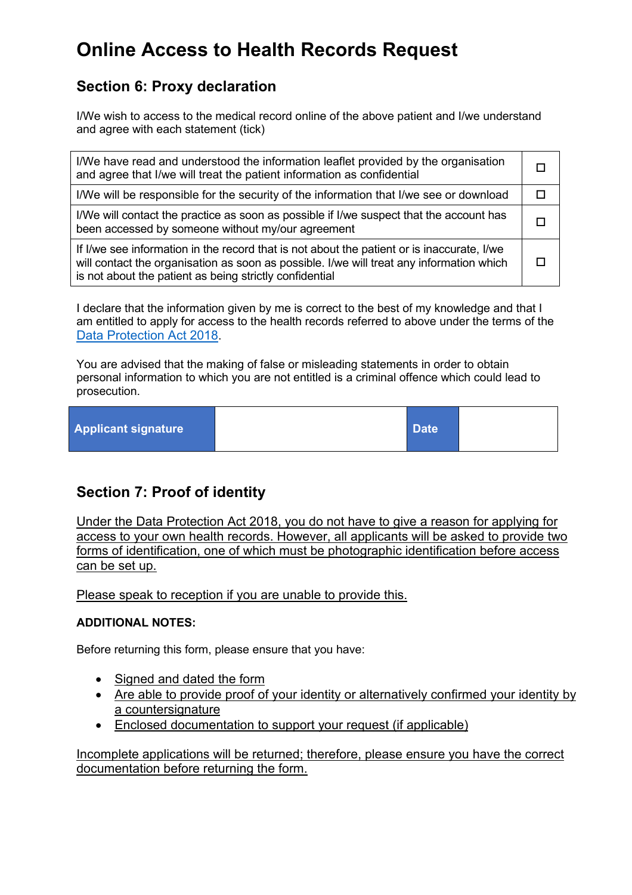# Online Access to Health Records Request

## Section 6: Proxy declaration

I/We wish to access to the medical record online of the above patient and I/we understand and agree with each statement (tick)

| | |
|---|---|
| I/We have read and understood the information leaflet provided by the organisation and agree that I/we will treat the patient information as confidential | ☐ |
| I/We will be responsible for the security of the information that I/we see or download | ☐ |
| I/We will contact the practice as soon as possible if I/we suspect that the account has been accessed by someone without my/our agreement | ☐ |
| If I/we see information in the record that is not about the patient or is inaccurate, I/we will contact the organisation as soon as possible. I/we will treat any information which is not about the patient as being strictly confidential | ☐ |

I declare that the information given by me is correct to the best of my knowledge and that I am entitled to apply for access to the health records referred to above under the terms of the Data Protection Act 2018.

You are advised that the making of false or misleading statements in order to obtain personal information to which you are not entitled is a criminal offence which could lead to prosecution.

| **Applicant signature** | | **Date** | |
|---|---|---|---|

## Section 7: Proof of identity

Under the Data Protection Act 2018, you do not have to give a reason for applying for access to your own health records. However, all applicants will be asked to provide two forms of identification, one of which must be photographic identification before access can be set up.

Please speak to reception if you are unable to provide this.

**ADDITIONAL NOTES:**

Before returning this form, please ensure that you have:

- Signed and dated the form
- Are able to provide proof of your identity or alternatively confirmed your identity by a countersignature
- Enclosed documentation to support your request (if applicable)

Incomplete applications will be returned; therefore, please ensure you have the correct documentation before returning the form.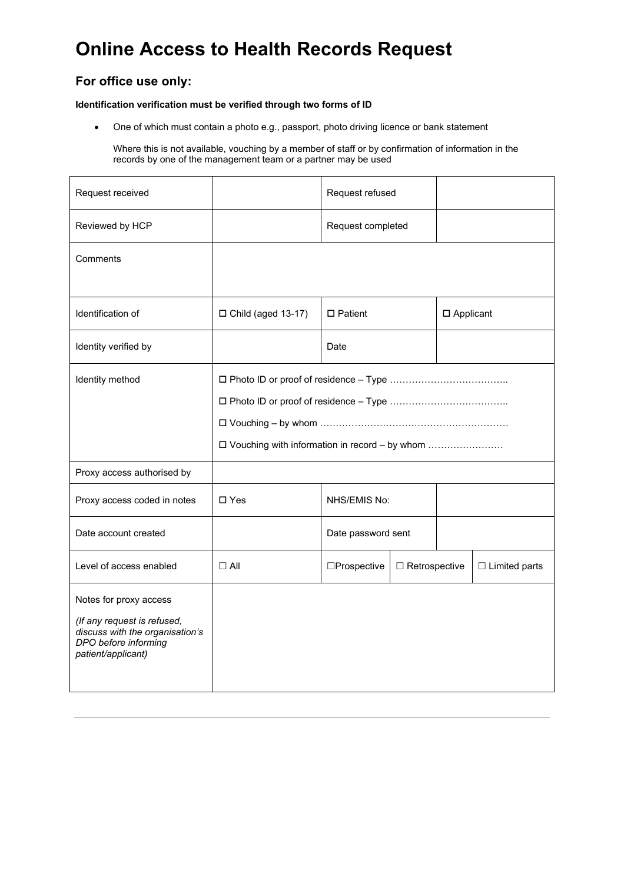# Online Access to Health Records Request

## For office use only:

**Identification verification must be verified through two forms of ID**

- One of which must contain a photo e.g., passport, photo driving licence or bank statement

  Where this is not available, vouching by a member of staff or by confirmation of information in the records by one of the management team or a partner may be used

| | | | | |
|---|---|---|---|---|
| Request received | | Request refused | | |
| Reviewed by HCP | | Request completed | | |
| Comments | | | | |
| Identification of | ☐ Child (aged 13-17) | ☐ Patient | ☐ Applicant | |
| Identity verified by | | Date | | |
| Identity method | ☐ Photo ID or proof of residence – Type ………………………………..<br>☐ Photo ID or proof of residence – Type ………………………………..<br>☐ Vouching – by whom ……………………………………………………<br>☐ Vouching with information in record – by whom …………………… | | | |
| Proxy access authorised by | | | | |
| Proxy access coded in notes | ☐ Yes | NHS/EMIS No: | | |
| Date account created | | Date password sent | | |
| Level of access enabled | ☐ All | ☐Prospective | ☐ Retrospective | ☐ Limited parts |
| Notes for proxy access<br><br>*(If any request is refused, discuss with the organisation's DPO before informing patient/applicant)* | | | | |